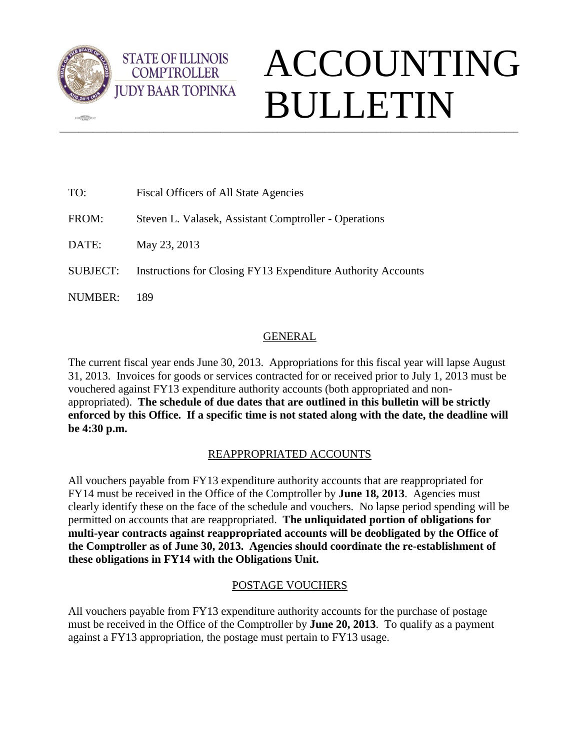STATE OF ILLINOIS
COMPTROLLER
JUDY BAAR TOPINKA

# ACCOUNTING BULLETIN

TO: Fiscal Officers of All State Agencies

FROM: Steven L. Valasek, Assistant Comptroller - Operations

DATE: May 23, 2013

SUBJECT: Instructions for Closing FY13 Expenditure Authority Accounts

NUMBER: 189

## GENERAL

The current fiscal year ends June 30, 2013. Appropriations for this fiscal year will lapse August 31, 2013. Invoices for goods or services contracted for or received prior to July 1, 2013 must be vouchered against FY13 expenditure authority accounts (both appropriated and non-appropriated). **The schedule of due dates that are outlined in this bulletin will be strictly enforced by this Office. If a specific time is not stated along with the date, the deadline will be 4:30 p.m.**

## REAPPROPRIATED ACCOUNTS

All vouchers payable from FY13 expenditure authority accounts that are reappropriated for FY14 must be received in the Office of the Comptroller by **June 18, 2013**. Agencies must clearly identify these on the face of the schedule and vouchers. No lapse period spending will be permitted on accounts that are reappropriated. **The unliquidated portion of obligations for multi-year contracts against reappropriated accounts will be deobligated by the Office of the Comptroller as of June 30, 2013. Agencies should coordinate the re-establishment of these obligations in FY14 with the Obligations Unit.**

## POSTAGE VOUCHERS

All vouchers payable from FY13 expenditure authority accounts for the purchase of postage must be received in the Office of the Comptroller by **June 20, 2013**. To qualify as a payment against a FY13 appropriation, the postage must pertain to FY13 usage.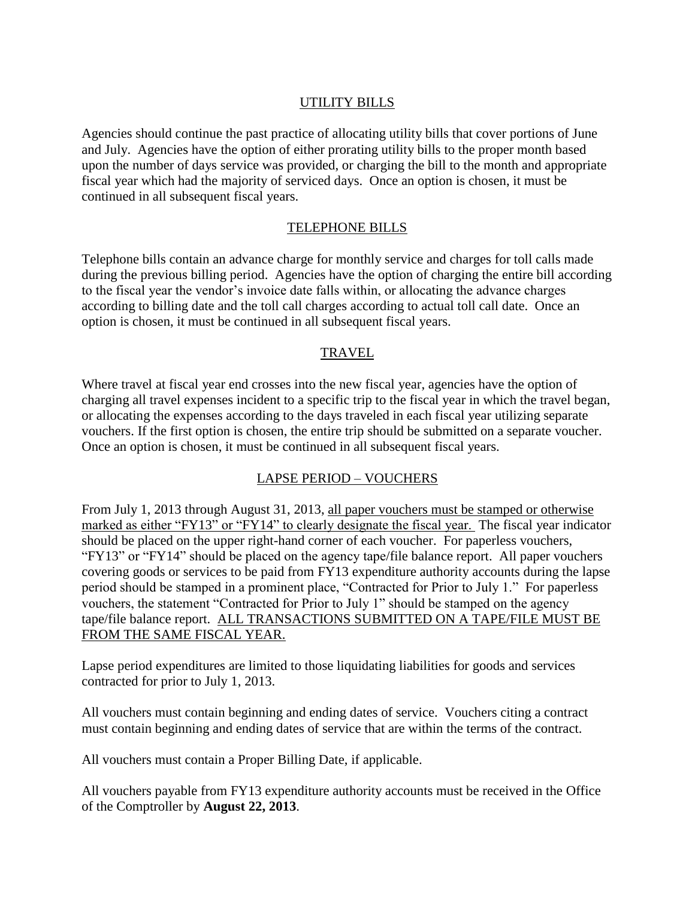## UTILITY BILLS

Agencies should continue the past practice of allocating utility bills that cover portions of June and July. Agencies have the option of either prorating utility bills to the proper month based upon the number of days service was provided, or charging the bill to the month and appropriate fiscal year which had the majority of serviced days. Once an option is chosen, it must be continued in all subsequent fiscal years.

## TELEPHONE BILLS

Telephone bills contain an advance charge for monthly service and charges for toll calls made during the previous billing period. Agencies have the option of charging the entire bill according to the fiscal year the vendor's invoice date falls within, or allocating the advance charges according to billing date and the toll call charges according to actual toll call date. Once an option is chosen, it must be continued in all subsequent fiscal years.

## TRAVEL

Where travel at fiscal year end crosses into the new fiscal year, agencies have the option of charging all travel expenses incident to a specific trip to the fiscal year in which the travel began, or allocating the expenses according to the days traveled in each fiscal year utilizing separate vouchers. If the first option is chosen, the entire trip should be submitted on a separate voucher. Once an option is chosen, it must be continued in all subsequent fiscal years.

## LAPSE PERIOD – VOUCHERS

From July 1, 2013 through August 31, 2013, <u>all paper vouchers must be stamped or otherwise marked as either "FY13" or "FY14" to clearly designate the fiscal year.</u> The fiscal year indicator should be placed on the upper right-hand corner of each voucher. For paperless vouchers, "FY13" or "FY14" should be placed on the agency tape/file balance report. All paper vouchers covering goods or services to be paid from FY13 expenditure authority accounts during the lapse period should be stamped in a prominent place, "Contracted for Prior to July 1." For paperless vouchers, the statement "Contracted for Prior to July 1" should be stamped on the agency tape/file balance report. <u>ALL TRANSACTIONS SUBMITTED ON A TAPE/FILE MUST BE FROM THE SAME FISCAL YEAR.</u>

Lapse period expenditures are limited to those liquidating liabilities for goods and services contracted for prior to July 1, 2013.

All vouchers must contain beginning and ending dates of service. Vouchers citing a contract must contain beginning and ending dates of service that are within the terms of the contract.

All vouchers must contain a Proper Billing Date, if applicable.

All vouchers payable from FY13 expenditure authority accounts must be received in the Office of the Comptroller by **August 22, 2013**.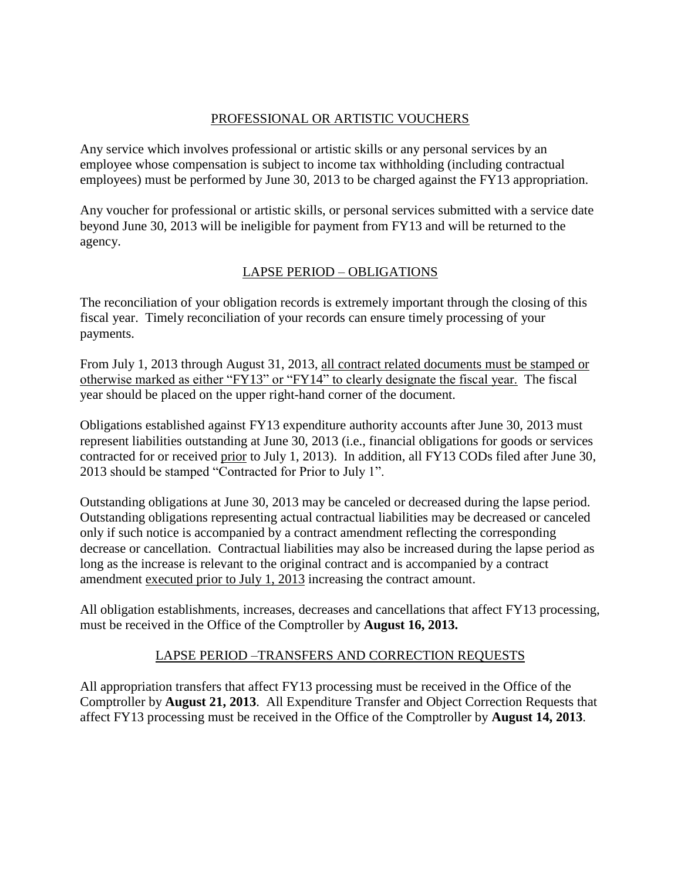## PROFESSIONAL OR ARTISTIC VOUCHERS

Any service which involves professional or artistic skills or any personal services by an employee whose compensation is subject to income tax withholding (including contractual employees) must be performed by June 30, 2013 to be charged against the FY13 appropriation.

Any voucher for professional or artistic skills, or personal services submitted with a service date beyond June 30, 2013 will be ineligible for payment from FY13 and will be returned to the agency.

## LAPSE PERIOD – OBLIGATIONS

The reconciliation of your obligation records is extremely important through the closing of this fiscal year. Timely reconciliation of your records can ensure timely processing of your payments.

From July 1, 2013 through August 31, 2013, all contract related documents must be stamped or otherwise marked as either "FY13" or "FY14" to clearly designate the fiscal year. The fiscal year should be placed on the upper right-hand corner of the document.

Obligations established against FY13 expenditure authority accounts after June 30, 2013 must represent liabilities outstanding at June 30, 2013 (i.e., financial obligations for goods or services contracted for or received prior to July 1, 2013). In addition, all FY13 CODs filed after June 30, 2013 should be stamped "Contracted for Prior to July 1".

Outstanding obligations at June 30, 2013 may be canceled or decreased during the lapse period. Outstanding obligations representing actual contractual liabilities may be decreased or canceled only if such notice is accompanied by a contract amendment reflecting the corresponding decrease or cancellation. Contractual liabilities may also be increased during the lapse period as long as the increase is relevant to the original contract and is accompanied by a contract amendment executed prior to July 1, 2013 increasing the contract amount.

All obligation establishments, increases, decreases and cancellations that affect FY13 processing, must be received in the Office of the Comptroller by **August 16, 2013.**

## LAPSE PERIOD –TRANSFERS AND CORRECTION REQUESTS

All appropriation transfers that affect FY13 processing must be received in the Office of the Comptroller by **August 21, 2013**. All Expenditure Transfer and Object Correction Requests that affect FY13 processing must be received in the Office of the Comptroller by **August 14, 2013**.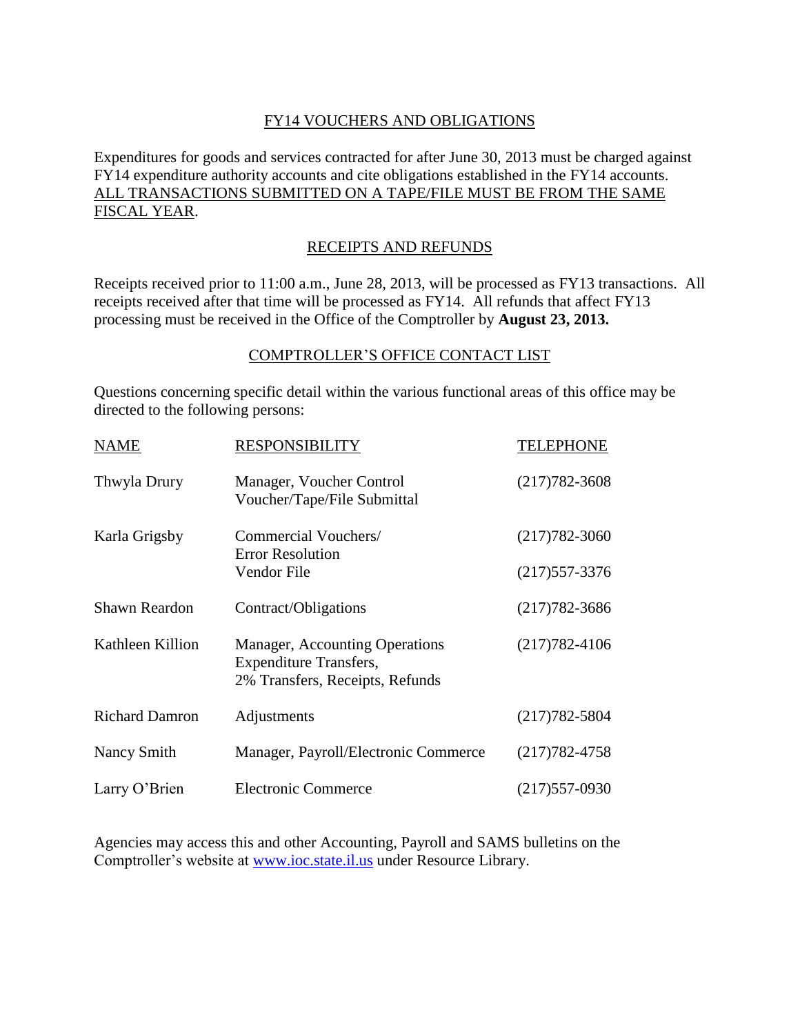## FY14 VOUCHERS AND OBLIGATIONS

Expenditures for goods and services contracted for after June 30, 2013 must be charged against FY14 expenditure authority accounts and cite obligations established in the FY14 accounts. ALL TRANSACTIONS SUBMITTED ON A TAPE/FILE MUST BE FROM THE SAME FISCAL YEAR.

## RECEIPTS AND REFUNDS

Receipts received prior to 11:00 a.m., June 28, 2013, will be processed as FY13 transactions. All receipts received after that time will be processed as FY14. All refunds that affect FY13 processing must be received in the Office of the Comptroller by **August 23, 2013.**

## COMPTROLLER'S OFFICE CONTACT LIST

Questions concerning specific detail within the various functional areas of this office may be directed to the following persons:

| NAME | RESPONSIBILITY | TELEPHONE |
|---|---|---|
| Thwyla Drury | Manager, Voucher Control<br>Voucher/Tape/File Submittal | (217)782-3608 |
| Karla Grigsby | Commercial Vouchers/<br>Error Resolution | (217)782-3060 |
| | Vendor File | (217)557-3376 |
| Shawn Reardon | Contract/Obligations | (217)782-3686 |
| Kathleen Killion | Manager, Accounting Operations<br>Expenditure Transfers,<br>2% Transfers, Receipts, Refunds | (217)782-4106 |
| Richard Damron | Adjustments | (217)782-5804 |
| Nancy Smith | Manager, Payroll/Electronic Commerce | (217)782-4758 |
| Larry O'Brien | Electronic Commerce | (217)557-0930 |

Agencies may access this and other Accounting, Payroll and SAMS bulletins on the Comptroller's website at www.ioc.state.il.us under Resource Library.